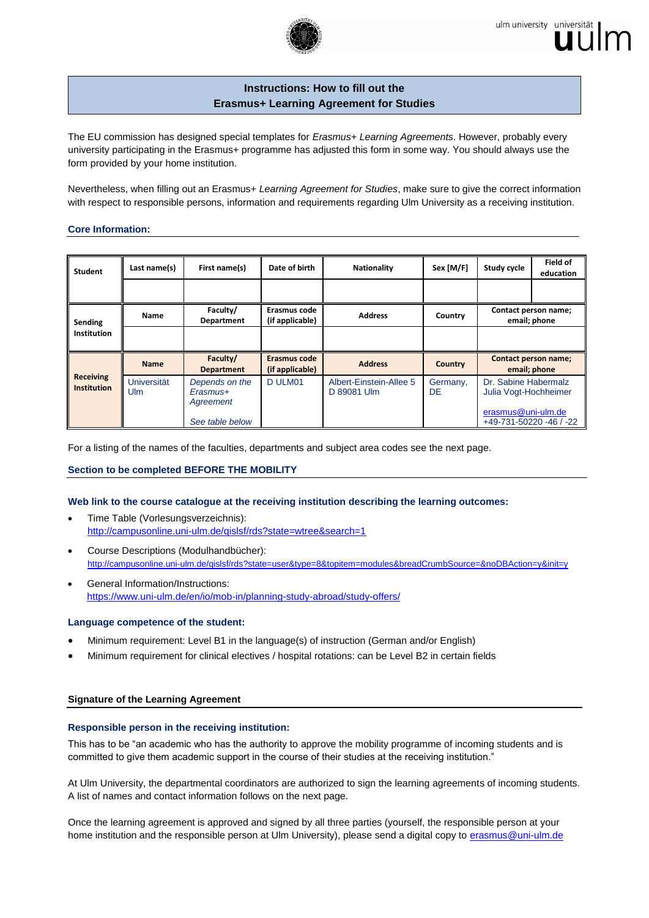## Instructions: How to fill out the Erasmus+ Learning Agreement for Studies

The EU commission has designed special templates for *Erasmus+ Learning Agreements*. However, probably every university participating in the Erasmus+ programme has adjusted this form in some way. You should always use the form provided by your home institution.

Nevertheless, when filling out an Erasmus+ *Learning Agreement for Studies*, make sure to give the correct information with respect to responsible persons, information and requirements regarding Ulm University as a receiving institution.

### Core Information:

| Student | Last name(s) | First name(s) | Date of birth | Nationality | Sex [M/F] | Study cycle | Field of education |
|---|---|---|---|---|---|---|---|
| | | | | | | | |
| **Sending Institution** | **Name** | **Faculty/ Department** | **Erasmus code (if applicable)** | **Address** | **Country** | **Contact person name; email; phone** | |
| | | | | | | | |
| **Receiving Institution** | **Name** | **Faculty/ Department** | **Erasmus code (if applicable)** | **Address** | **Country** | **Contact person name; email; phone** | |
| | Universität Ulm | *Depends on the Erasmus+ Agreement* *See table below* | D ULM01 | Albert-Einstein-Allee 5 D 89081 Ulm | Germany, DE | Dr. Sabine Habermalz Julia Vogt-Hochheimer erasmus@uni-ulm.de +49-731-50220 -46 / -22 | |

For a listing of the names of the faculties, departments and subject area codes see the next page.

### Section to be completed BEFORE THE MOBILITY

**Web link to the course catalogue at the receiving institution describing the learning outcomes:**

- Time Table (Vorlesungsverzeichnis): http://campusonline.uni-ulm.de/qislsf/rds?state=wtree&search=1
- Course Descriptions (Modulhandbücher): http://campusonline.uni-ulm.de/qislsf/rds?state=user&type=8&topitem=modules&breadCrumbSource=&noDBAction=y&init=y
- General Information/Instructions: https://www.uni-ulm.de/en/io/mob-in/planning-study-abroad/study-offers/

**Language competence of the student:**

- Minimum requirement: Level B1 in the language(s) of instruction (German and/or English)
- Minimum requirement for clinical electives / hospital rotations: can be Level B2 in certain fields

### Signature of the Learning Agreement

**Responsible person in the receiving institution:**

This has to be "an academic who has the authority to approve the mobility programme of incoming students and is committed to give them academic support in the course of their studies at the receiving institution."

At Ulm University, the departmental coordinators are authorized to sign the learning agreements of incoming students. A list of names and contact information follows on the next page.

Once the learning agreement is approved and signed by all three parties (yourself, the responsible person at your home institution and the responsible person at Ulm University), please send a digital copy to erasmus@uni-ulm.de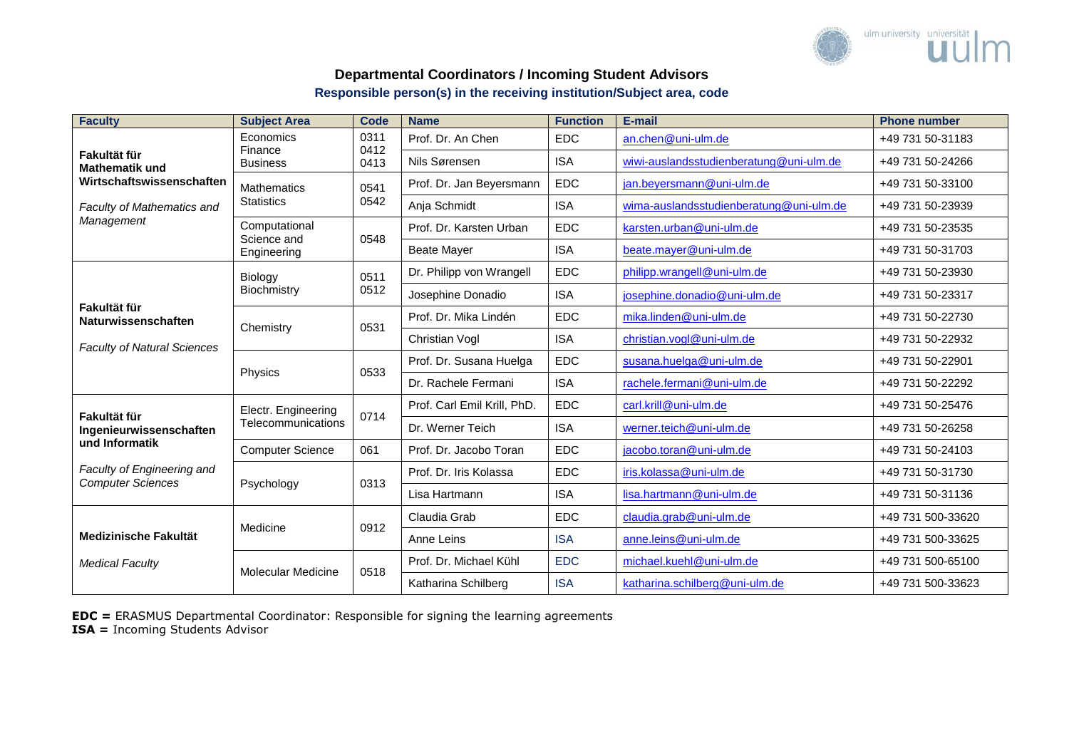## Departmental Coordinators / Incoming Student Advisors

### Responsible person(s) in the receiving institution/Subject area, code

| Faculty | Subject Area | Code | Name | Function | E-mail | Phone number |
|---|---|---|---|---|---|---|
| **Fakultät für Mathematik und Wirtschaftswissenschaften** *Faculty of Mathematics and Management* | Economics Finance Business | 0311 0412 0413 | Prof. Dr. An Chen | EDC | an.chen@uni-ulm.de | +49 731 50-31183 |
| | | | Nils Sørensen | ISA | wiwi-auslandsstudienberatung@uni-ulm.de | +49 731 50-24266 |
| | Mathematics Statistics | 0541 0542 | Prof. Dr. Jan Beyersmann | EDC | jan.beyersmann@uni-ulm.de | +49 731 50-33100 |
| | | | Anja Schmidt | ISA | wima-auslandsstudienberatung@uni-ulm.de | +49 731 50-23939 |
| | Computational Science and Engineering | 0548 | Prof. Dr. Karsten Urban | EDC | karsten.urban@uni-ulm.de | +49 731 50-23535 |
| | | | Beate Mayer | ISA | beate.mayer@uni-ulm.de | +49 731 50-31703 |
| **Fakultät für Naturwissenschaften** *Faculty of Natural Sciences* | Biology Biochmistry | 0511 0512 | Dr. Philipp von Wrangell | EDC | philipp.wrangell@uni-ulm.de | +49 731 50-23930 |
| | | | Josephine Donadio | ISA | josephine.donadio@uni-ulm.de | +49 731 50-23317 |
| | Chemistry | 0531 | Prof. Dr. Mika Lindén | EDC | mika.linden@uni-ulm.de | +49 731 50-22730 |
| | | | Christian Vogl | ISA | christian.vogl@uni-ulm.de | +49 731 50-22932 |
| | Physics | 0533 | Prof. Dr. Susana Huelga | EDC | susana.huelga@uni-ulm.de | +49 731 50-22901 |
| | | | Dr. Rachele Fermani | ISA | rachele.fermani@uni-ulm.de | +49 731 50-22292 |
| **Fakultät für Ingenieurwissenschaften und Informatik** *Faculty of Engineering and Computer Sciences* | Electr. Engineering Telecommunications | 0714 | Prof. Carl Emil Krill, PhD. | EDC | carl.krill@uni-ulm.de | +49 731 50-25476 |
| | | | Dr. Werner Teich | ISA | werner.teich@uni-ulm.de | +49 731 50-26258 |
| | Computer Science | 061 | Prof. Dr. Jacobo Toran | EDC | jacobo.toran@uni-ulm.de | +49 731 50-24103 |
| | Psychology | 0313 | Prof. Dr. Iris Kolassa | EDC | iris.kolassa@uni-ulm.de | +49 731 50-31730 |
| | | | Lisa Hartmann | ISA | lisa.hartmann@uni-ulm.de | +49 731 50-31136 |
| **Medizinische Fakultät** *Medical Faculty* | Medicine | 0912 | Claudia Grab | EDC | claudia.grab@uni-ulm.de | +49 731 500-33620 |
| | | | Anne Leins | ISA | anne.leins@uni-ulm.de | +49 731 500-33625 |
| | Molecular Medicine | 0518 | Prof. Dr. Michael Kühl | EDC | michael.kuehl@uni-ulm.de | +49 731 500-65100 |
| | | | Katharina Schilberg | ISA | katharina.schilberg@uni-ulm.de | +49 731 500-33623 |

**EDC =** ERASMUS Departmental Coordinator: Responsible for signing the learning agreements
**ISA =** Incoming Students Advisor